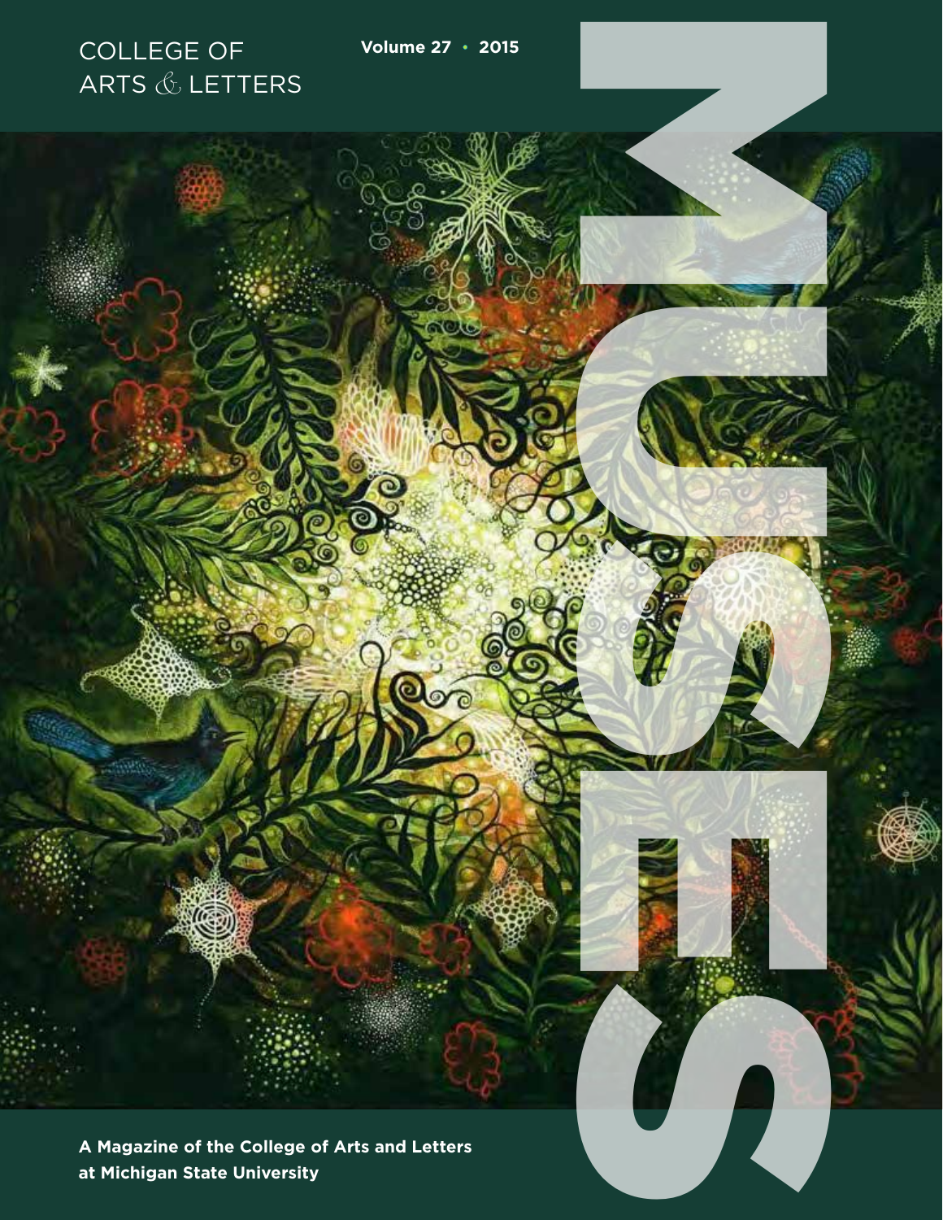COLLEGE OF
ARTS & LETTERS

Volume 27 • 2015

# MUSES

**A Magazine of the College of Arts and Letters at Michigan State University**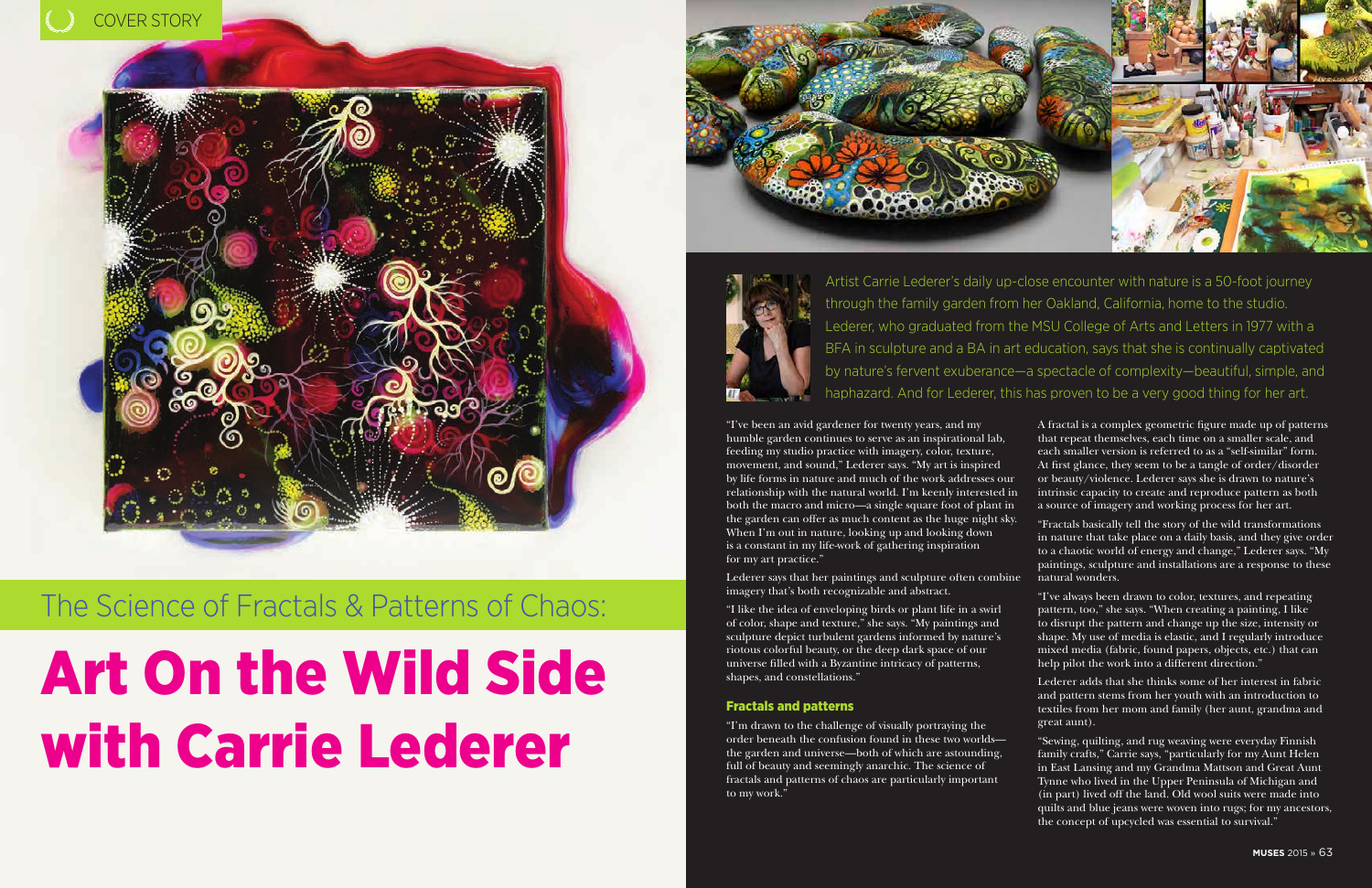COVER STORY

# The Science of Fractals & Patterns of Chaos:

# Art On the Wild Side with Carrie Lederer

Artist Carrie Lederer's daily up-close encounter with nature is a 50-foot journey through the family garden from her Oakland, California, home to the studio. Lederer, who graduated from the MSU College of Arts and Letters in 1977 with a BFA in sculpture and a BA in art education, says that she is continually captivated by nature's fervent exuberance—a spectacle of complexity—beautiful, simple, and haphazard. And for Lederer, this has proven to be a very good thing for her art.

"I've been an avid gardener for twenty years, and my humble garden continues to serve as an inspirational lab, feeding my studio practice with imagery, color, texture, movement, and sound," Lederer says. "My art is inspired by life forms in nature and much of the work addresses our relationship with the natural world. I'm keenly interested in both the macro and micro—a single square foot of plant in the garden can offer as much content as the huge night sky. When I'm out in nature, looking up and looking down is a constant in my life-work of gathering inspiration for my art practice."

Lederer says that her paintings and sculpture often combine imagery that's both recognizable and abstract.

"I like the idea of enveloping birds or plant life in a swirl of color, shape and texture," she says. "My paintings and sculpture depict turbulent gardens informed by nature's riotous colorful beauty, or the deep dark space of our universe filled with a Byzantine intricacy of patterns, shapes, and constellations."

## Fractals and patterns

"I'm drawn to the challenge of visually portraying the order beneath the confusion found in these two worlds—the garden and universe—both of which are astounding, full of beauty and seemingly anarchic. The science of fractals and patterns of chaos are particularly important to my work."

A fractal is a complex geometric figure made up of patterns that repeat themselves, each time on a smaller scale, and each smaller version is referred to as a "self-similar" form. At first glance, they seem to be a tangle of order/disorder or beauty/violence. Lederer says she is drawn to nature's intrinsic capacity to create and reproduce pattern as both a source of imagery and working process for her art.

"Fractals basically tell the story of the wild transformations in nature that take place on a daily basis, and they give order to a chaotic world of energy and change," Lederer says. "My paintings, sculpture and installations are a response to these natural wonders.

"I've always been drawn to color, textures, and repeating pattern, too," she says. "When creating a painting, I like to disrupt the pattern and change up the size, intensity or shape. My use of media is elastic, and I regularly introduce mixed media (fabric, found papers, objects, etc.) that can help pilot the work into a different direction."

Lederer adds that she thinks some of her interest in fabric and pattern stems from her youth with an introduction to textiles from her mom and family (her aunt, grandma and great aunt).

"Sewing, quilting, and rug weaving were everyday Finnish family crafts," Carrie says, "particularly for my Aunt Helen in East Lansing and my Grandma Mattson and Great Aunt Tynne who lived in the Upper Peninsula of Michigan and (in part) lived off the land. Old wool suits were made into quilts and blue jeans were woven into rugs; for my ancestors, the concept of upcycled was essential to survival."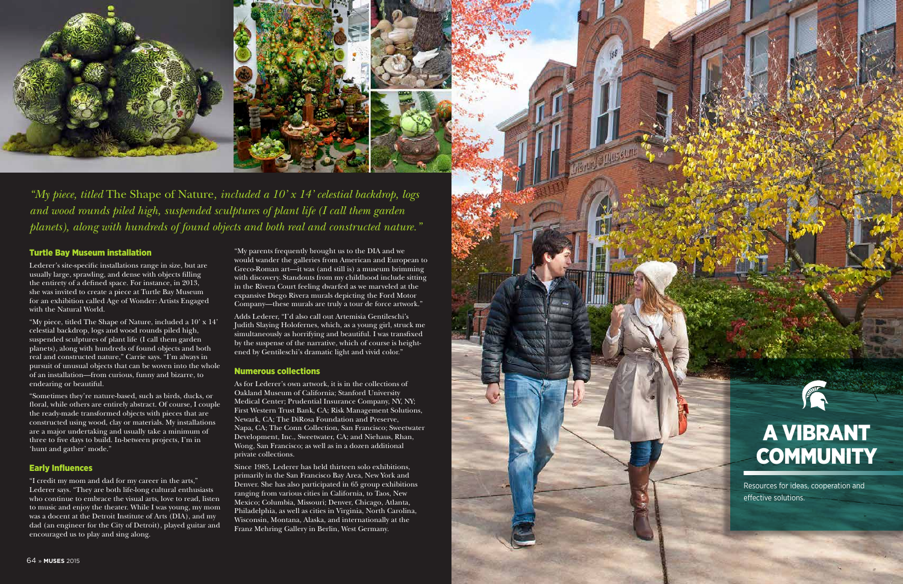*"My piece, titled* The Shape of Nature*, included a 10' x 14' celestial backdrop, logs and wood rounds piled high, suspended sculptures of plant life (I call them garden planets), along with hundreds of found objects and both real and constructed nature."*

## Turtle Bay Museum installation

Lederer's site-specific installations range in size, but are usually large, sprawling, and dense with objects filling the entirety of a defined space. For instance, in 2013, she was invited to create a piece at Turtle Bay Museum for an exhibition called Age of Wonder: Artists Engaged with the Natural World.

"My piece, titled The Shape of Nature, included a 10' x 14' celestial backdrop, logs and wood rounds piled high, suspended sculptures of plant life (I call them garden planets), along with hundreds of found objects and both real and constructed nature," Carrie says. "I'm always in pursuit of unusual objects that can be woven into the whole of an installation—from curious, funny and bizarre, to endearing or beautiful.

"Sometimes they're nature-based, such as birds, ducks, or floral, while others are entirely abstract. Of course, I couple the ready-made transformed objects with pieces that are constructed using wood, clay or materials. My installations are a major undertaking and usually take a minimum of three to five days to build. In-between projects, I'm in 'hunt and gather' mode."

## Early Influences

"I credit my mom and dad for my career in the arts," Lederer says. "They are both life-long cultural enthusiasts who continue to embrace the visual arts, love to read, listen to music and enjoy the theater. While I was young, my mom was a docent at the Detroit Institute of Arts (DIA), and my dad (an engineer for the City of Detroit), played guitar and encouraged us to play and sing along.

"My parents frequently brought us to the DIA and we would wander the galleries from American and European to Greco-Roman art—it was (and still is) a museum brimming with discovery. Standouts from my childhood include sitting in the Rivera Court feeling dwarfed as we marveled at the expansive Diego Rivera murals depicting the Ford Motor Company—these murals are truly a tour de force artwork."

Adds Lederer, "I'd also call out Artemisia Gentileschi's Judith Slaying Holofernes, which, as a young girl, struck me simultaneously as horrifying and beautiful. I was transfixed by the suspense of the narrative, which of course is heightened by Gentileschi's dramatic light and vivid color."

## Numerous collections

As for Lederer's own artwork, it is in the collections of Oakland Museum of California; Stanford University Medical Center; Prudential Insurance Company, NY, NY; First Western Trust Bank, CA; Risk Management Solutions, Newark, CA; The DiRosa Foundation and Preserve, Napa, CA; The Conn Collection, San Francisco; Sweetwater Development, Inc., Sweetwater, CA; and Niehaus, Rhan, Wong, San Francisco; as well as in a dozen additional private collections.

Since 1985, Lederer has held thirteen solo exhibitions, primarily in the San Francisco Bay Area, New York and Denver. She has also participated in 65 group exhibitions ranging from various cities in California, to Taos, New Mexico; Columbia, Missouri; Denver, Chicago, Atlanta, Philadelphia, as well as cities in Virginia, North Carolina, Wisconsin, Montana, Alaska, and internationally at the Franz Mehring Gallery in Berlin, West Germany.

# A VIBRANT COMMUNITY

Resources for ideas, cooperation and effective solutions.